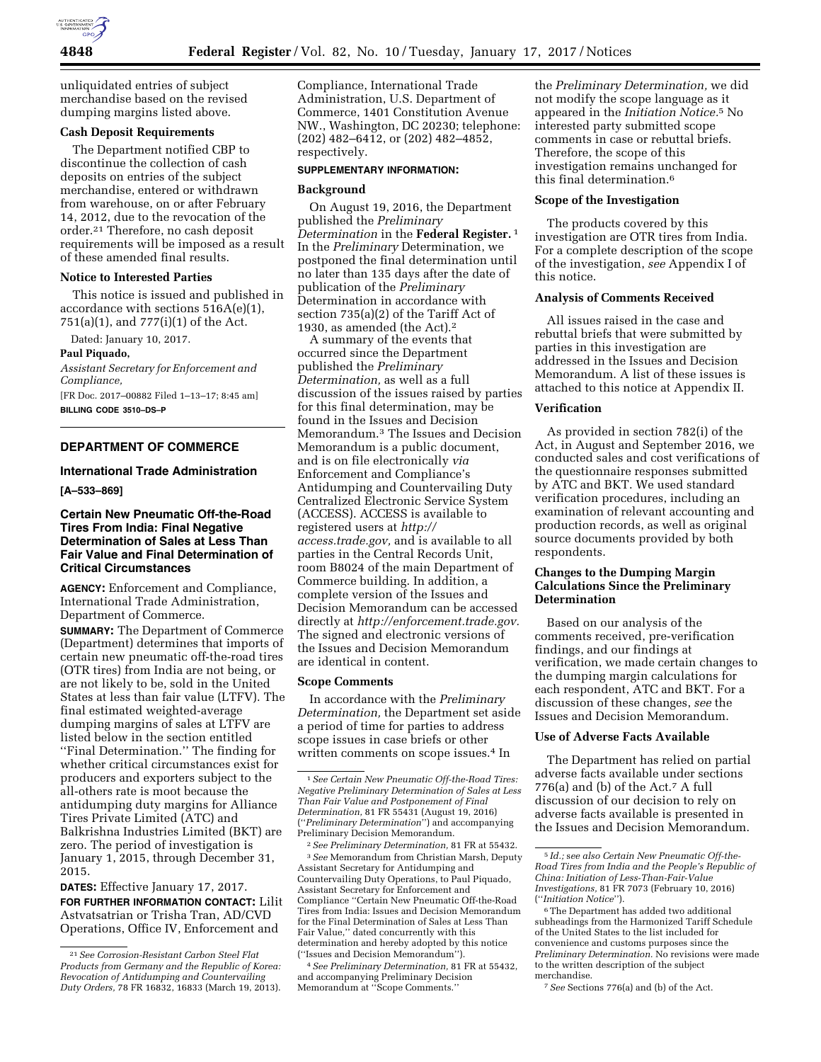unliquidated entries of subject merchandise based on the revised dumping margins listed above.

### Cash Deposit Requirements

The Department notified CBP to discontinue the collection of cash deposits on entries of the subject merchandise, entered or withdrawn from warehouse, on or after February 14, 2012, due to the revocation of the order.[21] Therefore, no cash deposit requirements will be imposed as a result of these amended final results.

### Notice to Interested Parties

This notice is issued and published in accordance with sections 516A(e)(1), 751(a)(1), and 777(i)(1) of the Act.

Dated: January 10, 2017.

**Paul Piquado,**

*Assistant Secretary for Enforcement and Compliance,*

[FR Doc. 2017–00882 Filed 1–13–17; 8:45 am]

**BILLING CODE 3510–DS–P**

[21] *See Corrosion-Resistant Carbon Steel Flat Products from Germany and the Republic of Korea: Revocation of Antidumping and Countervailing Duty Orders,* 78 FR 16832, 16833 (March 19, 2013).

---

## DEPARTMENT OF COMMERCE

### International Trade Administration

**[A–533–869]**

### Certain New Pneumatic Off-the-Road Tires From India: Final Negative Determination of Sales at Less Than Fair Value and Final Determination of Critical Circumstances

**AGENCY:** Enforcement and Compliance, International Trade Administration, Department of Commerce.

**SUMMARY:** The Department of Commerce (Department) determines that imports of certain new pneumatic off-the-road tires (OTR tires) from India are not being, or are not likely to be, sold in the United States at less than fair value (LTFV). The final estimated weighted-average dumping margins of sales at LTFV are listed below in the section entitled ''Final Determination.'' The finding for whether critical circumstances exist for producers and exporters subject to the all-others rate is moot because the antidumping duty margins for Alliance Tires Private Limited (ATC) and Balkrishna Industries Limited (BKT) are zero. The period of investigation is January 1, 2015, through December 31, 2015.

**DATES:** Effective January 17, 2017.

**FOR FURTHER INFORMATION CONTACT:** Lilit Astvatsatrian or Trisha Tran, AD/CVD Operations, Office IV, Enforcement and Compliance, International Trade Administration, U.S. Department of Commerce, 1401 Constitution Avenue NW., Washington, DC 20230; telephone: (202) 482–6412, or (202) 482–4852, respectively.

**SUPPLEMENTARY INFORMATION:**

### Background

On August 19, 2016, the Department published the *Preliminary Determination* in the **Federal Register.**[1] In the *Preliminary* Determination, we postponed the final determination until no later than 135 days after the date of publication of the *Preliminary* Determination in accordance with section 735(a)(2) of the Tariff Act of 1930, as amended (the Act).[2]

A summary of the events that occurred since the Department published the *Preliminary Determination,* as well as a full discussion of the issues raised by parties for this final determination, may be found in the Issues and Decision Memorandum.[3] The Issues and Decision Memorandum is a public document, and is on file electronically *via* Enforcement and Compliance's Antidumping and Countervailing Duty Centralized Electronic Service System (ACCESS). ACCESS is available to registered users at *http://access.trade.gov,* and is available to all parties in the Central Records Unit, room B8024 of the main Department of Commerce building. In addition, a complete version of the Issues and Decision Memorandum can be accessed directly at *http://enforcement.trade.gov.* The signed and electronic versions of the Issues and Decision Memorandum are identical in content.

### Scope Comments

In accordance with the *Preliminary Determination,* the Department set aside a period of time for parties to address scope issues in case briefs or other written comments on scope issues.[4] In the *Preliminary Determination,* we did not modify the scope language as it appeared in the *Initiation Notice.*[5] No interested party submitted scope comments in case or rebuttal briefs. Therefore, the scope of this investigation remains unchanged for this final determination.[6]

### Scope of the Investigation

The products covered by this investigation are OTR tires from India. For a complete description of the scope of the investigation, *see* Appendix I of this notice.

### Analysis of Comments Received

All issues raised in the case and rebuttal briefs that were submitted by parties in this investigation are addressed in the Issues and Decision Memorandum. A list of these issues is attached to this notice at Appendix II.

### Verification

As provided in section 782(i) of the Act, in August and September 2016, we conducted sales and cost verifications of the questionnaire responses submitted by ATC and BKT. We used standard verification procedures, including an examination of relevant accounting and production records, as well as original source documents provided by both respondents.

### Changes to the Dumping Margin Calculations Since the Preliminary Determination

Based on our analysis of the comments received, pre-verification findings, and our findings at verification, we made certain changes to the dumping margin calculations for each respondent, ATC and BKT. For a discussion of these changes, *see* the Issues and Decision Memorandum.

### Use of Adverse Facts Available

The Department has relied on partial adverse facts available under sections 776(a) and (b) of the Act.[7] A full discussion of our decision to rely on adverse facts available is presented in the Issues and Decision Memorandum.

[1] *See Certain New Pneumatic Off-the-Road Tires: Negative Preliminary Determination of Sales at Less Than Fair Value and Postponement of Final Determination,* 81 FR 55431 (August 19, 2016) (''*Preliminary Determination*'') and accompanying Preliminary Decision Memorandum.

[2] *See Preliminary Determination,* 81 FR at 55432.

[3] *See* Memorandum from Christian Marsh, Deputy Assistant Secretary for Antidumping and Countervailing Duty Operations, to Paul Piquado, Assistant Secretary for Enforcement and Compliance ''Certain New Pneumatic Off-the-Road Tires from India: Issues and Decision Memorandum for the Final Determination of Sales at Less Than Fair Value,'' dated concurrently with this determination and hereby adopted by this notice (''Issues and Decision Memorandum'').

[4] *See Preliminary Determination,* 81 FR at 55432, and accompanying Preliminary Decision Memorandum at ''Scope Comments.''

[5] *Id.; see also Certain New Pneumatic Off-the-Road Tires from India and the People's Republic of China: Initiation of Less-Than-Fair-Value Investigations,* 81 FR 7073 (February 10, 2016) (''*Initiation Notice*'').

[6] The Department has added two additional subheadings from the Harmonized Tariff Schedule of the United States to the list included for convenience and customs purposes since the *Preliminary Determination.* No revisions were made to the written description of the subject merchandise.

[7] *See* Sections 776(a) and (b) of the Act.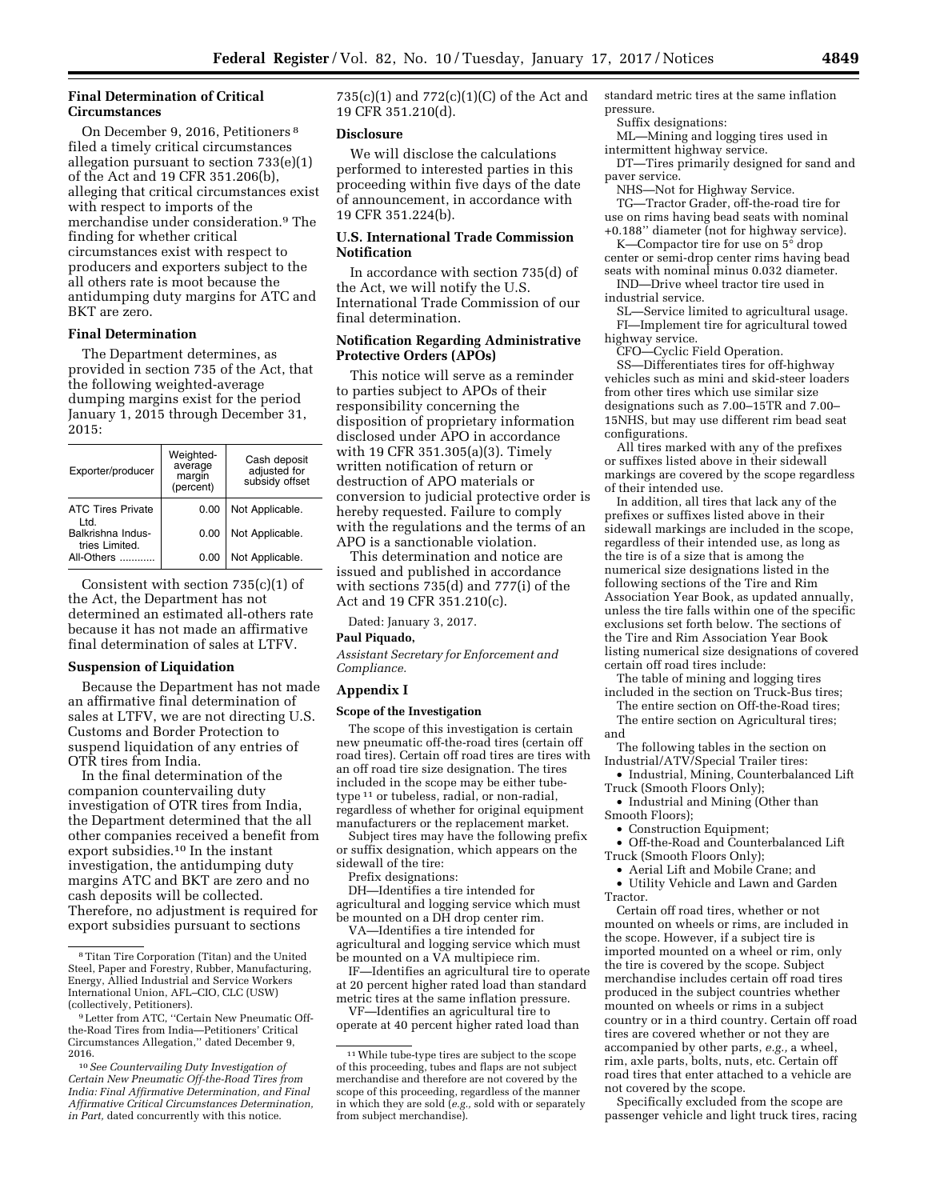## Final Determination of Critical Circumstances

On December 9, 2016, Petitioners[8] filed a timely critical circumstances allegation pursuant to section 733(e)(1) of the Act and 19 CFR 351.206(b), alleging that critical circumstances exist with respect to imports of the merchandise under consideration.[9] The finding for whether critical circumstances exist with respect to producers and exporters subject to the all others rate is moot because the antidumping duty margins for ATC and BKT are zero.

## Final Determination

The Department determines, as provided in section 735 of the Act, that the following weighted-average dumping margins exist for the period January 1, 2015 through December 31, 2015:

| Exporter/producer | Weighted-average margin (percent) | Cash deposit adjusted for subsidy offset |
| --- | --- | --- |
| ATC Tires Private Ltd. | 0.00 | Not Applicable. |
| Balkrishna Industries Limited. | 0.00 | Not Applicable. |
| All-Others ............ | 0.00 | Not Applicable. |

Consistent with section 735(c)(1) of the Act, the Department has not determined an estimated all-others rate because it has not made an affirmative final determination of sales at LTFV.

## Suspension of Liquidation

Because the Department has not made an affirmative final determination of sales at LTFV, we are not directing U.S. Customs and Border Protection to suspend liquidation of any entries of OTR tires from India.

In the final determination of the companion countervailing duty investigation of OTR tires from India, the Department determined that the all other companies received a benefit from export subsidies.[10] In the instant investigation, the antidumping duty margins ATC and BKT are zero and no cash deposits will be collected. Therefore, no adjustment is required for export subsidies pursuant to sections 735(c)(1) and 772(c)(1)(C) of the Act and 19 CFR 351.210(d).

## Disclosure

We will disclose the calculations performed to interested parties in this proceeding within five days of the date of announcement, in accordance with 19 CFR 351.224(b).

## U.S. International Trade Commission Notification

In accordance with section 735(d) of the Act, we will notify the U.S. International Trade Commission of our final determination.

## Notification Regarding Administrative Protective Orders (APOs)

This notice will serve as a reminder to parties subject to APOs of their responsibility concerning the disposition of proprietary information disclosed under APO in accordance with 19 CFR 351.305(a)(3). Timely written notification of return or destruction of APO materials or conversion to judicial protective order is hereby requested. Failure to comply with the regulations and the terms of an APO is a sanctionable violation.

This determination and notice are issued and published in accordance with sections 735(d) and 777(i) of the Act and 19 CFR 351.210(c).

Dated: January 3, 2017.

**Paul Piquado,**

*Assistant Secretary for Enforcement and Compliance.*

## Appendix I

### Scope of the Investigation

The scope of this investigation is certain new pneumatic off-the-road tires (certain off road tires). Certain off road tires are tires with an off road tire size designation. The tires included in the scope may be either tube-type[11] or tubeless, radial, or non-radial, regardless of whether for original equipment manufacturers or the replacement market.

Subject tires may have the following prefix or suffix designation, which appears on the sidewall of the tire:

Prefix designations:

DH—Identifies a tire intended for agricultural and logging service which must be mounted on a DH drop center rim.

VA—Identifies a tire intended for agricultural and logging service which must be mounted on a VA multipiece rim.

IF—Identifies an agricultural tire to operate at 20 percent higher rated load than standard metric tires at the same inflation pressure.

VF—Identifies an agricultural tire to operate at 40 percent higher rated load than standard metric tires at the same inflation pressure.

Suffix designations:

ML—Mining and logging tires used in intermittent highway service.

DT—Tires primarily designed for sand and paver service.

NHS—Not for Highway Service.

TG—Tractor Grader, off-the-road tire for use on rims having bead seats with nominal +0.188'' diameter (not for highway service).

K—Compactor tire for use on 5° drop center or semi-drop center rims having bead seats with nominal minus 0.032 diameter.

IND—Drive wheel tractor tire used in industrial service.

SL—Service limited to agricultural usage.

FI—Implement tire for agricultural towed highway service.

CFO—Cyclic Field Operation.

SS—Differentiates tires for off-highway vehicles such as mini and skid-steer loaders from other tires which use similar size designations such as 7.00–15TR and 7.00–15NHS, but may use different rim bead seat configurations.

All tires marked with any of the prefixes or suffixes listed above in their sidewall markings are covered by the scope regardless of their intended use.

In addition, all tires that lack any of the prefixes or suffixes listed above in their sidewall markings are included in the scope, regardless of their intended use, as long as the tire is of a size that is among the numerical size designations listed in the following sections of the Tire and Rim Association Year Book, as updated annually, unless the tire falls within one of the specific exclusions set forth below. The sections of the Tire and Rim Association Year Book listing numerical size designations of covered certain off road tires include:

The table of mining and logging tires included in the section on Truck-Bus tires;

The entire section on Off-the-Road tires;

The entire section on Agricultural tires; and

The following tables in the section on Industrial/ATV/Special Trailer tires:

- Industrial, Mining, Counterbalanced Lift Truck (Smooth Floors Only);
- Industrial and Mining (Other than Smooth Floors);
- Construction Equipment;
- Off-the-Road and Counterbalanced Lift Truck (Smooth Floors Only);
- Aerial Lift and Mobile Crane; and
- Utility Vehicle and Lawn and Garden Tractor.

Certain off road tires, whether or not mounted on wheels or rims, are included in the scope. However, if a subject tire is imported mounted on a wheel or rim, only the tire is covered by the scope. Subject merchandise includes certain off road tires produced in the subject countries whether mounted on wheels or rims in a subject country or in a third country. Certain off road tires are covered whether or not they are accompanied by other parts, *e.g.,* a wheel, rim, axle parts, bolts, nuts, etc. Certain off road tires that enter attached to a vehicle are not covered by the scope.

Specifically excluded from the scope are passenger vehicle and light truck tires, racing

---

[8] Titan Tire Corporation (Titan) and the United Steel, Paper and Forestry, Rubber, Manufacturing, Energy, Allied Industrial and Service Workers International Union, AFL–CIO, CLC (USW) (collectively, Petitioners).

[9] Letter from ATC, "Certain New Pneumatic Off-the-Road Tires from India—Petitioners' Critical Circumstances Allegation," dated December 9, 2016.

[10] *See Countervailing Duty Investigation of Certain New Pneumatic Off-the-Road Tires from India: Final Affirmative Determination, and Final Affirmative Critical Circumstances Determination, in Part,* dated concurrently with this notice.

[11] While tube-type tires are subject to the scope of this proceeding, tubes and flaps are not subject merchandise and therefore are not covered by the scope of this proceeding, regardless of the manner in which they are sold (*e.g.,* sold with or separately from subject merchandise).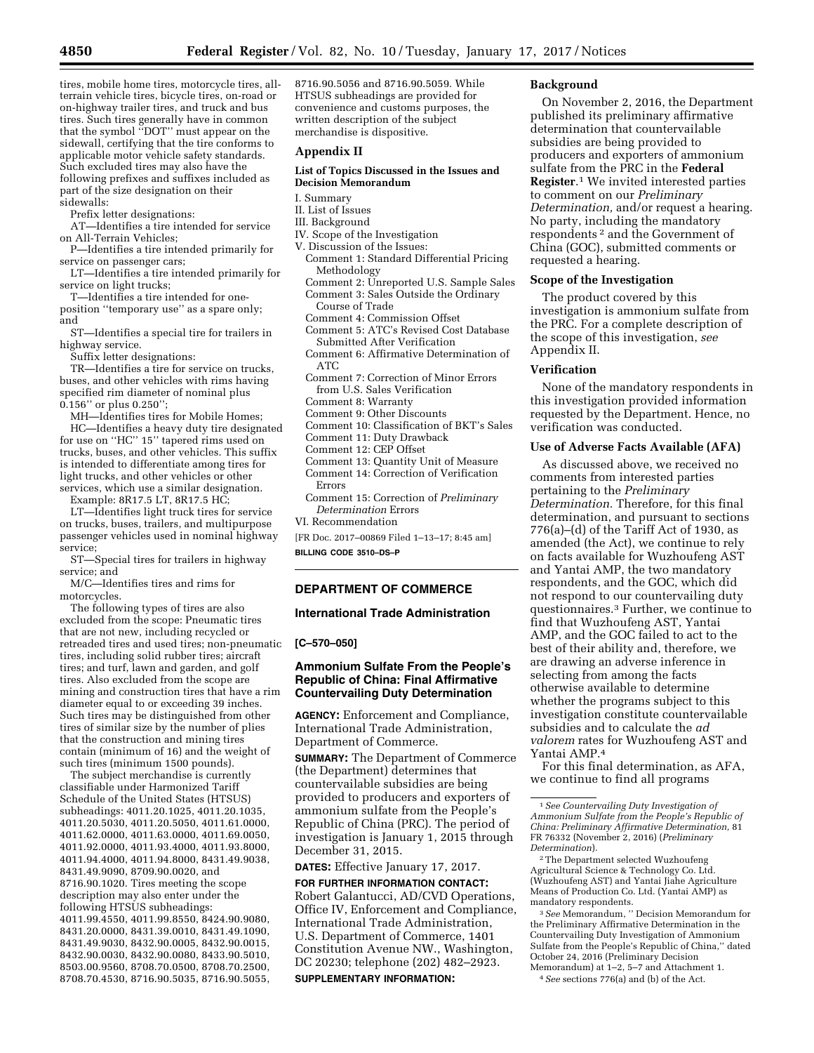tires, mobile home tires, motorcycle tires, all-terrain vehicle tires, bicycle tires, on-road or on-highway trailer tires, and truck and bus tires. Such tires generally have in common that the symbol ''DOT'' must appear on the sidewall, certifying that the tire conforms to applicable motor vehicle safety standards. Such excluded tires may also have the following prefixes and suffixes included as part of the size designation on their sidewalls:

Prefix letter designations:

AT—Identifies a tire intended for service on All-Terrain Vehicles;

P—Identifies a tire intended primarily for service on passenger cars;

LT—Identifies a tire intended primarily for service on light trucks;

T—Identifies a tire intended for one-position ''temporary use'' as a spare only; and

ST—Identifies a special tire for trailers in highway service.

Suffix letter designations:

TR—Identifies a tire for service on trucks, buses, and other vehicles with rims having specified rim diameter of nominal plus 0.156'' or plus 0.250'';

MH—Identifies tires for Mobile Homes;

HC—Identifies a heavy duty tire designated for use on ''HC'' 15'' tapered rims used on trucks, buses, and other vehicles. This suffix is intended to differentiate among tires for light trucks, and other vehicles or other services, which use a similar designation.

Example: 8R17.5 LT, 8R17.5 HC;

LT—Identifies light truck tires for service on trucks, buses, trailers, and multipurpose passenger vehicles used in nominal highway service;

ST—Special tires for trailers in highway service; and

M/C—Identifies tires and rims for motorcycles.

The following types of tires are also excluded from the scope: Pneumatic tires that are not new, including recycled or retreaded tires and used tires; non-pneumatic tires, including solid rubber tires; aircraft tires; and turf, lawn and garden, and golf tires. Also excluded from the scope are mining and construction tires that have a rim diameter equal to or exceeding 39 inches. Such tires may be distinguished from other tires of similar size by the number of plies that the construction and mining tires contain (minimum of 16) and the weight of such tires (minimum 1500 pounds).

The subject merchandise is currently classifiable under Harmonized Tariff Schedule of the United States (HTSUS) subheadings: 4011.20.1025, 4011.20.1035, 4011.20.5030, 4011.20.5050, 4011.61.0000, 4011.62.0000, 4011.63.0000, 4011.69.0050, 4011.92.0000, 4011.93.4000, 4011.93.8000, 4011.94.4000, 4011.94.8000, 8431.49.9038, 8431.49.9090, 8709.90.0020, and 8716.90.1020. Tires meeting the scope description may also enter under the following HTSUS subheadings: 4011.99.4550, 4011.99.8550, 8424.90.9080, 8431.20.0000, 8431.39.0010, 8431.49.1090, 8431.49.9030, 8432.90.0005, 8432.90.0015, 8432.90.0030, 8432.90.0080, 8433.90.5010, 8503.00.9560, 8708.70.0500, 8708.70.2500, 8708.70.4530, 8716.90.5035, 8716.90.5055, 8716.90.5056 and 8716.90.5059. While HTSUS subheadings are provided for convenience and customs purposes, the written description of the subject merchandise is dispositive.

## Appendix II

### List of Topics Discussed in the Issues and Decision Memorandum

I. Summary
II. List of Issues
III. Background
IV. Scope of the Investigation
V. Discussion of the Issues:
  Comment 1: Standard Differential Pricing Methodology
  Comment 2: Unreported U.S. Sample Sales
  Comment 3: Sales Outside the Ordinary Course of Trade
  Comment 4: Commission Offset
  Comment 5: ATC's Revised Cost Database Submitted After Verification
  Comment 6: Affirmative Determination of ATC
  Comment 7: Correction of Minor Errors from U.S. Sales Verification
  Comment 8: Warranty
  Comment 9: Other Discounts
  Comment 10: Classification of BKT's Sales
  Comment 11: Duty Drawback
  Comment 12: CEP Offset
  Comment 13: Quantity Unit of Measure
  Comment 14: Correction of Verification Errors
  Comment 15: Correction of *Preliminary Determination* Errors
VI. Recommendation

[FR Doc. 2017–00869 Filed 1–13–17; 8:45 am]

**BILLING CODE 3510–DS–P**

---

# DEPARTMENT OF COMMERCE

## International Trade Administration

**[C–570–050]**

## Ammonium Sulfate From the People's Republic of China: Final Affirmative Countervailing Duty Determination

**AGENCY:** Enforcement and Compliance, International Trade Administration, Department of Commerce.

**SUMMARY:** The Department of Commerce (the Department) determines that countervailable subsidies are being provided to producers and exporters of ammonium sulfate from the People's Republic of China (PRC). The period of investigation is January 1, 2015 through December 31, 2015.

**DATES:** Effective January 17, 2017.

**FOR FURTHER INFORMATION CONTACT:** Robert Galantucci, AD/CVD Operations, Office IV, Enforcement and Compliance, International Trade Administration, U.S. Department of Commerce, 1401 Constitution Avenue NW., Washington, DC 20230; telephone (202) 482–2923.

**SUPPLEMENTARY INFORMATION:**

### Background

On November 2, 2016, the Department published its preliminary affirmative determination that countervailable subsidies are being provided to producers and exporters of ammonium sulfate from the PRC in the **Federal Register**.[1] We invited interested parties to comment on our *Preliminary Determination,* and/or request a hearing. No party, including the mandatory respondents[2] and the Government of China (GOC), submitted comments or requested a hearing.

### Scope of the Investigation

The product covered by this investigation is ammonium sulfate from the PRC. For a complete description of the scope of this investigation, *see* Appendix II.

### Verification

None of the mandatory respondents in this investigation provided information requested by the Department. Hence, no verification was conducted.

### Use of Adverse Facts Available (AFA)

As discussed above, we received no comments from interested parties pertaining to the *Preliminary Determination.* Therefore, for this final determination, and pursuant to sections 776(a)–(d) of the Tariff Act of 1930, as amended (the Act), we continue to rely on facts available for Wuzhoufeng AST and Yantai AMP, the two mandatory respondents, and the GOC, which did not respond to our countervailing duty questionnaires.[3] Further, we continue to find that Wuzhoufeng AST, Yantai AMP, and the GOC failed to act to the best of their ability and, therefore, we are drawing an adverse inference in selecting from among the facts otherwise available to determine whether the programs subject to this investigation constitute countervailable subsidies and to calculate the *ad valorem* rates for Wuzhoufeng AST and Yantai AMP.[4]

For this final determination, as AFA, we continue to find all programs

---

[1] *See Countervailing Duty Investigation of Ammonium Sulfate from the People's Republic of China: Preliminary Affirmative Determination,* 81 FR 76332 (November 2, 2016) (*Preliminary Determination*).

[2] The Department selected Wuzhoufeng Agricultural Science & Technology Co. Ltd. (Wuzhoufeng AST) and Yantai Jiahe Agriculture Means of Production Co. Ltd. (Yantai AMP) as mandatory respondents.

[3] *See* Memorandum, '' Decision Memorandum for the Preliminary Affirmative Determination in the Countervailing Duty Investigation of Ammonium Sulfate from the People's Republic of China,'' dated October 24, 2016 (Preliminary Decision Memorandum) at 1–2, 5–7 and Attachment 1.

[4] *See* sections 776(a) and (b) of the Act.